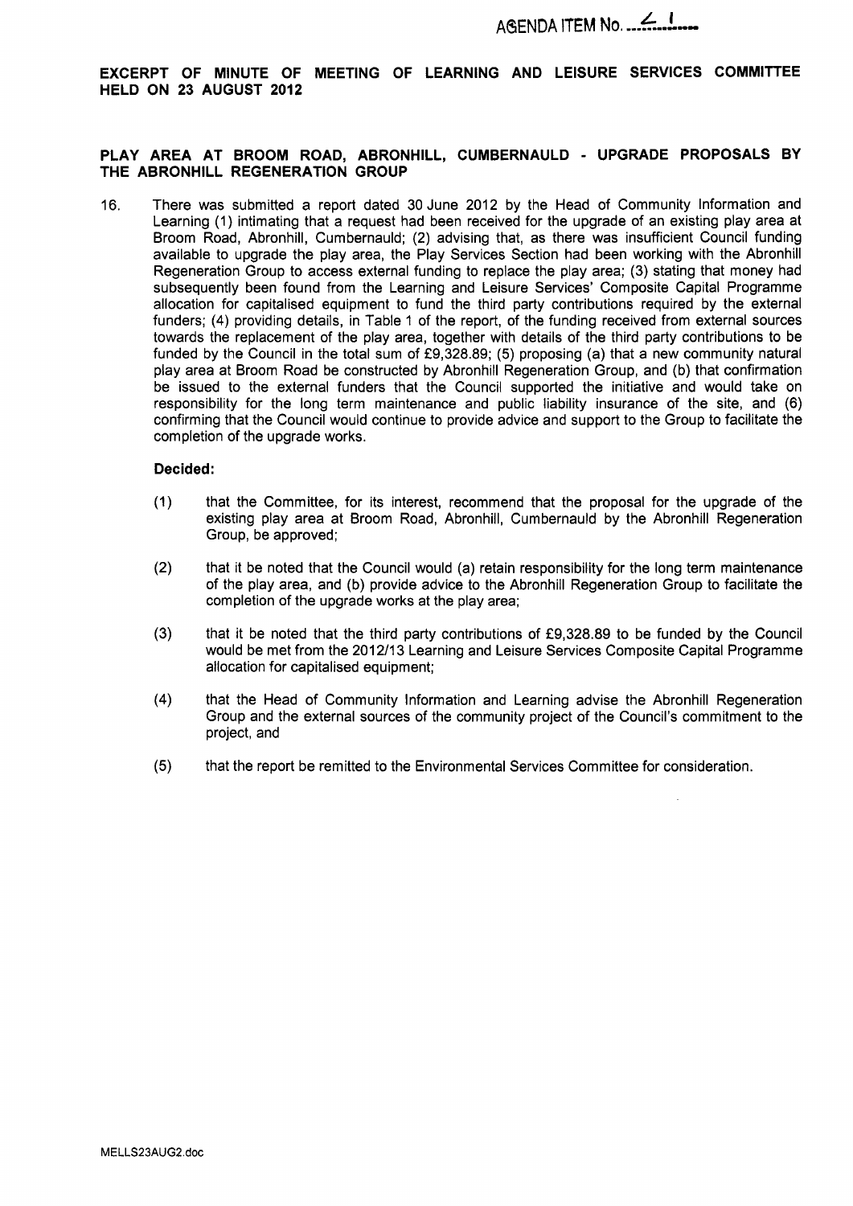AGENDA ITEM No. 4.1

**EXCERPT OF MINUTE OF MEETING OF LEARNING AND LEISURE SERVICES COMMITTEE HELD ON 23 AUGUST 2012**

**PLAY AREA AT BROOM ROAD, ABRONHILL, CUMBERNAULD - UPGRADE PROPOSALS BY THE ABRONHILL REGENERATION GROUP**

16. There was submitted a report dated 30 June 2012 by the Head of Community Information and Learning (1) intimating that a request had been received for the upgrade of an existing play area at Broom Road, Abronhill, Cumbernauld; (2) advising that, as there was insufficient Council funding available to upgrade the play area, the Play Services Section had been working with the Abronhill Regeneration Group to access external funding to replace the play area; (3) stating that money had subsequently been found from the Learning and Leisure Services' Composite Capital Programme allocation for capitalised equipment to fund the third party contributions required by the external funders; (4) providing details, in Table 1 of the report, of the funding received from external sources towards the replacement of the play area, together with details of the third party contributions to be funded by the Council in the total sum of £9,328.89; (5) proposing (a) that a new community natural play area at Broom Road be constructed by Abronhill Regeneration Group, and (b) that confirmation be issued to the external funders that the Council supported the initiative and would take on responsibility for the long term maintenance and public liability insurance of the site, and (6) confirming that the Council would continue to provide advice and support to the Group to facilitate the completion of the upgrade works.

**Decided:**

(1) that the Committee, for its interest, recommend that the proposal for the upgrade of the existing play area at Broom Road, Abronhill, Cumbernauld by the Abronhill Regeneration Group, be approved;

(2) that it be noted that the Council would (a) retain responsibility for the long term maintenance of the play area, and (b) provide advice to the Abronhill Regeneration Group to facilitate the completion of the upgrade works at the play area;

(3) that it be noted that the third party contributions of £9,328.89 to be funded by the Council would be met from the 2012/13 Learning and Leisure Services Composite Capital Programme allocation for capitalised equipment;

(4) that the Head of Community Information and Learning advise the Abronhill Regeneration Group and the external sources of the community project of the Council's commitment to the project, and

(5) that the report be remitted to the Environmental Services Committee for consideration.

MELLS23AUG2.doc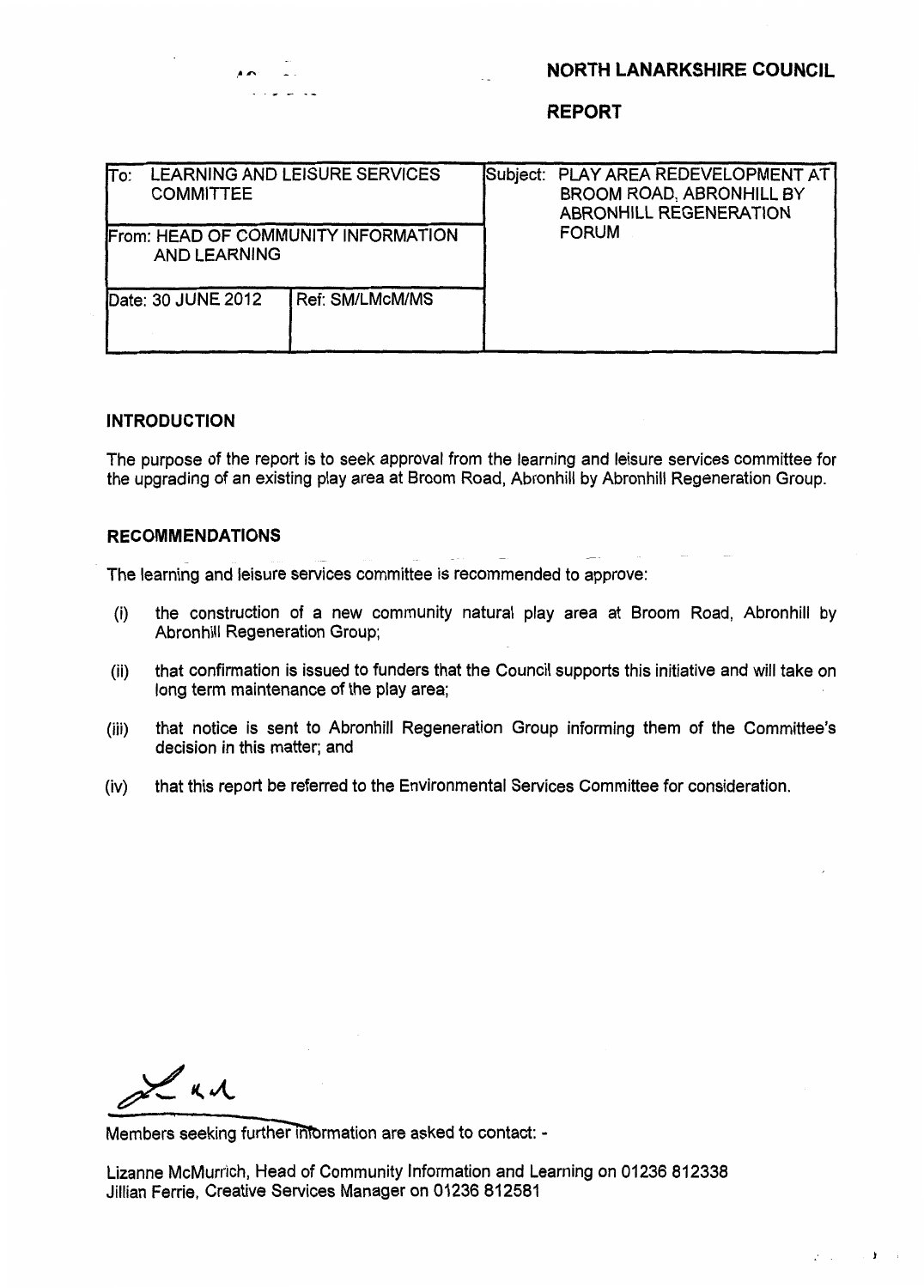**NORTH LANARKSHIRE COUNCIL**

**REPORT**

| To: LEARNING AND LEISURE SERVICES COMMITTEE | | Subject: PLAY AREA REDEVELOPMENT AT BROOM ROAD, ABRONHILL BY ABRONHILL REGENERATION FORUM |
|---|---|---|
| From: HEAD OF COMMUNITY INFORMATION AND LEARNING | | |
| Date: 30 JUNE 2012 | Ref: SM/LMcM/MS | |

## INTRODUCTION

The purpose of the report is to seek approval from the learning and leisure services committee for the upgrading of an existing play area at Broom Road, Abronhill by Abronhill Regeneration Group.

## RECOMMENDATIONS

The learning and leisure services committee is recommended to approve:

(i) the construction of a new community natural play area at Broom Road, Abronhill by Abronhill Regeneration Group;

(ii) that confirmation is issued to funders that the Council supports this initiative and will take on long term maintenance of the play area;

(iii) that notice is sent to Abronhill Regeneration Group informing them of the Committee's decision in this matter; and

(iv) that this report be referred to the Environmental Services Committee for consideration.

Members seeking further information are asked to contact: -

Lizanne McMurrich, Head of Community Information and Learning on 01236 812338
Jillian Ferrie, Creative Services Manager on 01236 812581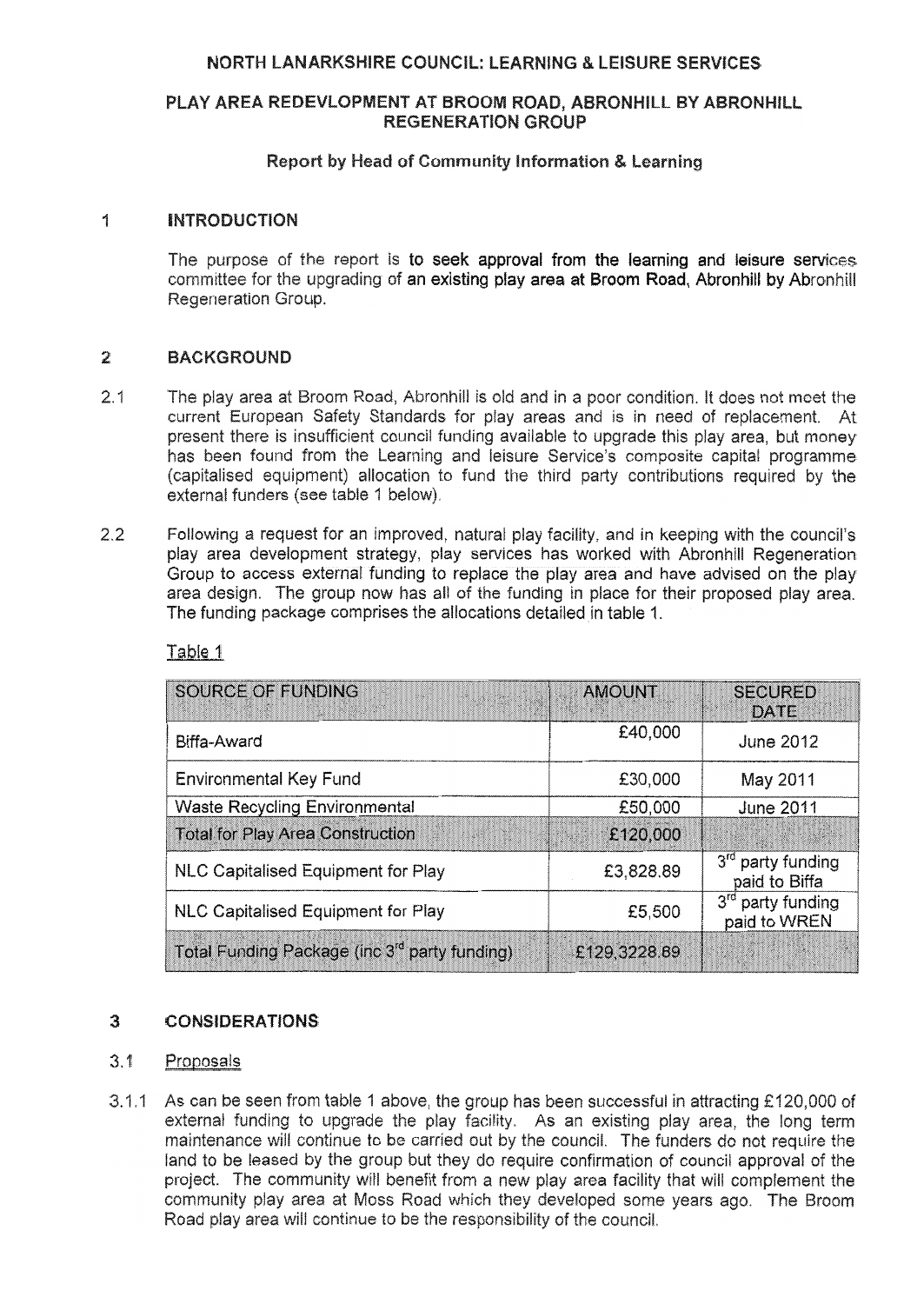# NORTH LANARKSHIRE COUNCIL: LEARNING & LEISURE SERVICES

## PLAY AREA REDEVLOPMENT AT BROOM ROAD, ABRONHILL BY ABRONHILL REGENERATION GROUP

### Report by Head of Community Information & Learning

## 1 INTRODUCTION

The purpose of the report is to seek approval from the learning and leisure services committee for the upgrading of an existing play area at Broom Road, Abronhill by Abronhill Regeneration Group.

## 2 BACKGROUND

2.1 The play area at Broom Road, Abronhill is old and in a poor condition. It does not meet the current European Safety Standards for play areas and is in need of replacement. At present there is insufficient council funding available to upgrade this play area, but money has been found from the Learning and leisure Service's composite capital programme (capitalised equipment) allocation to fund the third party contributions required by the external funders (see table 1 below).

2.2 Following a request for an improved, natural play facility, and in keeping with the council's play area development strategy, play services has worked with Abronhill Regeneration Group to access external funding to replace the play area and have advised on the play area design. The group now has all of the funding in place for their proposed play area. The funding package comprises the allocations detailed in table 1.

Table 1

| SOURCE OF FUNDING | AMOUNT | SECURED DATE |
|---|---|---|
| Biffa-Award | £40,000 | June 2012 |
| Environmental Key Fund | £30,000 | May 2011 |
| Waste Recycling Environmental | £50,000 | June 2011 |
| Total for Play Area Construction | £120,000 | |
| NLC Capitalised Equipment for Play | £3,828.89 | 3rd party funding paid to Biffa |
| NLC Capitalised Equipment for Play | £5,500 | 3rd party funding paid to WREN |
| Total Funding Package (inc 3rd party funding) | £129,3228.89 | |

## 3 CONSIDERATIONS

### 3.1 Proposals

3.1.1 As can be seen from table 1 above, the group has been successful in attracting £120,000 of external funding to upgrade the play facility. As an existing play area, the long term maintenance will continue to be carried out by the council. The funders do not require the land to be leased by the group but they do require confirmation of council approval of the project. The community will benefit from a new play area facility that will complement the community play area at Moss Road which they developed some years ago. The Broom Road play area will continue to be the responsibility of the council.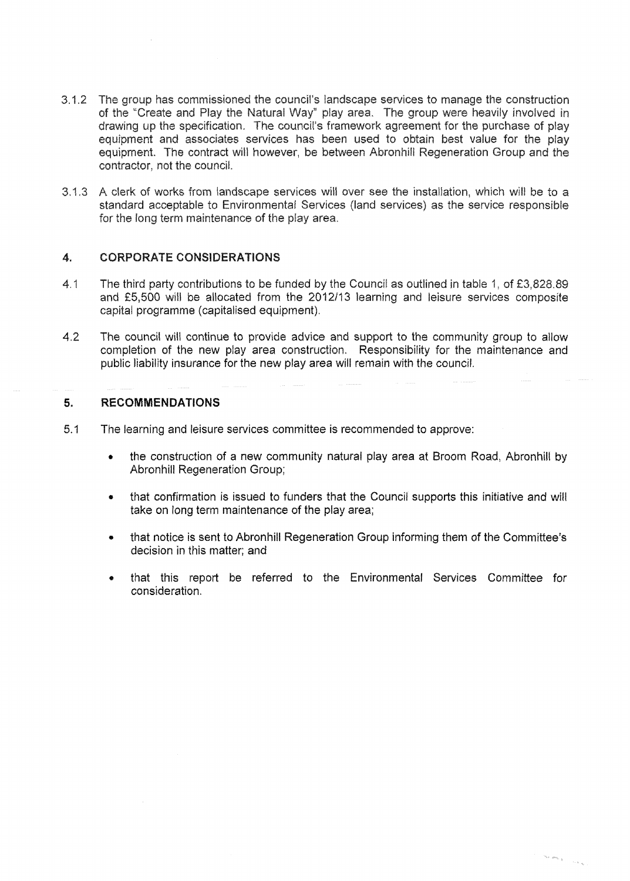3.1.2 The group has commissioned the council's landscape services to manage the construction of the "Create and Play the Natural Way" play area. The group were heavily involved in drawing up the specification. The council's framework agreement for the purchase of play equipment and associates services has been used to obtain best value for the play equipment. The contract will however, be between Abronhill Regeneration Group and the contractor, not the council.

3.1.3 A clerk of works from landscape services will over see the installation, which will be to a standard acceptable to Environmental Services (land services) as the service responsible for the long term maintenance of the play area.

## 4. CORPORATE CONSIDERATIONS

4.1 The third party contributions to be funded by the Council as outlined in table 1, of £3,828.89 and £5,500 will be allocated from the 2012/13 learning and leisure services composite capital programme (capitalised equipment).

4.2 The council will continue to provide advice and support to the community group to allow completion of the new play area construction. Responsibility for the maintenance and public liability insurance for the new play area will remain with the council.

## 5. RECOMMENDATIONS

5.1 The learning and leisure services committee is recommended to approve:

- the construction of a new community natural play area at Broom Road, Abronhill by Abronhill Regeneration Group;
- that confirmation is issued to funders that the Council supports this initiative and will take on long term maintenance of the play area;
- that notice is sent to Abronhill Regeneration Group informing them of the Committee's decision in this matter; and
- that this report be referred to the Environmental Services Committee for consideration.